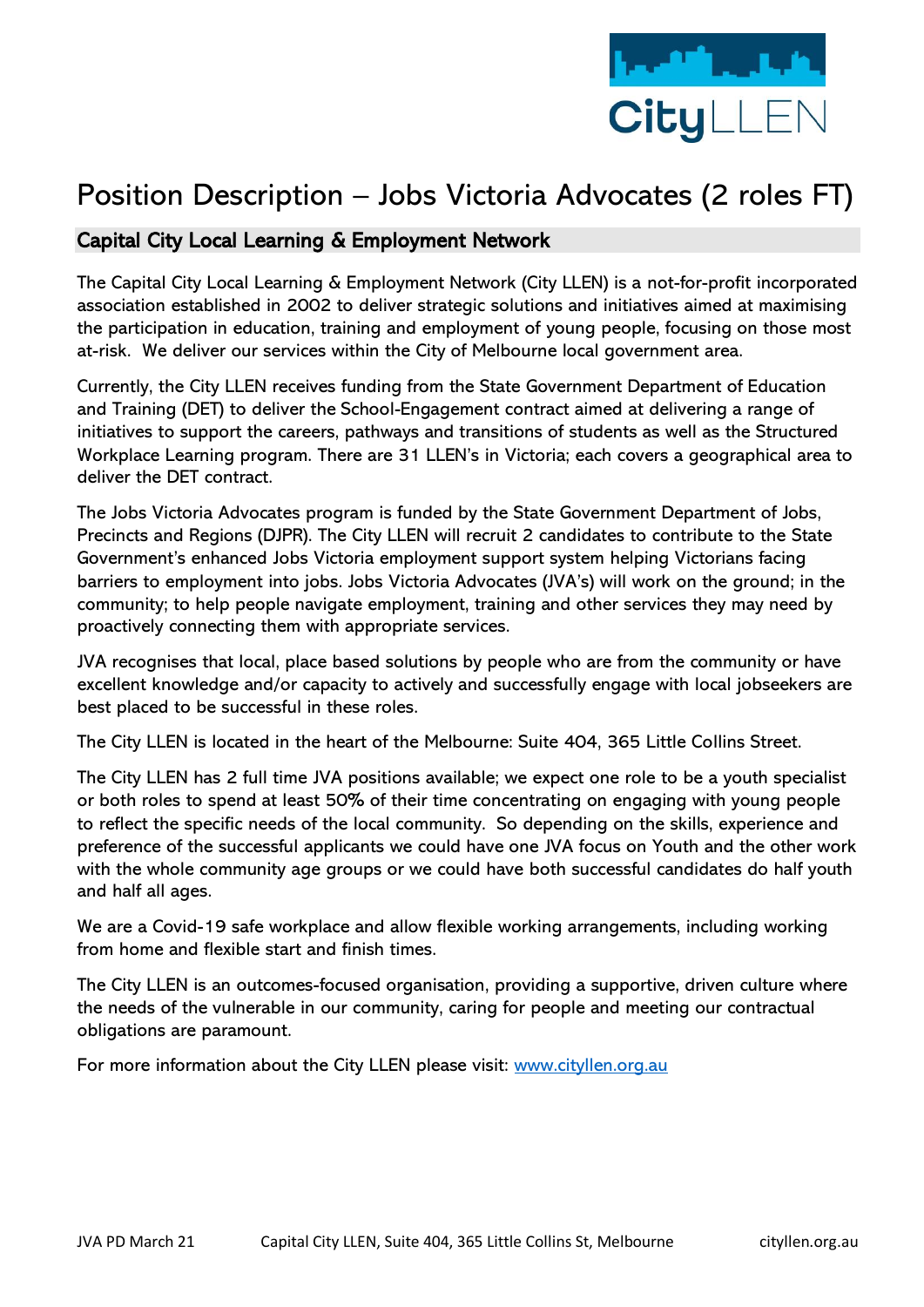# Position Description – Jobs Victoria Advocates (2 roles FT)

## Capital City Local Learning & Employment Network

The Capital City Local Learning & Employment Network (City LLEN) is a not-for-profit incorporated association established in 2002 to deliver strategic solutions and initiatives aimed at maximising the participation in education, training and employment of young people, focusing on those most at-risk. We deliver our services within the City of Melbourne local government area.

Currently, the City LLEN receives funding from the State Government Department of Education and Training (DET) to deliver the School-Engagement contract aimed at delivering a range of initiatives to support the careers, pathways and transitions of students as well as the Structured Workplace Learning program. There are 31 LLEN's in Victoria; each covers a geographical area to deliver the DET contract.

The Jobs Victoria Advocates program is funded by the State Government Department of Jobs, Precincts and Regions (DJPR). The City LLEN will recruit 2 candidates to contribute to the State Government's enhanced Jobs Victoria employment support system helping Victorians facing barriers to employment into jobs. Jobs Victoria Advocates (JVA's) will work on the ground; in the community; to help people navigate employment, training and other services they may need by proactively connecting them with appropriate services.

JVA recognises that local, place based solutions by people who are from the community or have excellent knowledge and/or capacity to actively and successfully engage with local jobseekers are best placed to be successful in these roles.

The City LLEN is located in the heart of the Melbourne: Suite 404, 365 Little Collins Street.

The City LLEN has 2 full time JVA positions available; we expect one role to be a youth specialist or both roles to spend at least 50% of their time concentrating on engaging with young people to reflect the specific needs of the local community. So depending on the skills, experience and preference of the successful applicants we could have one JVA focus on Youth and the other work with the whole community age groups or we could have both successful candidates do half youth and half all ages.

We are a Covid-19 safe workplace and allow flexible working arrangements, including working from home and flexible start and finish times.

The City LLEN is an outcomes-focused organisation, providing a supportive, driven culture where the needs of the vulnerable in our community, caring for people and meeting our contractual obligations are paramount.

For more information about the City LLEN please visit: www.cityllen.org.au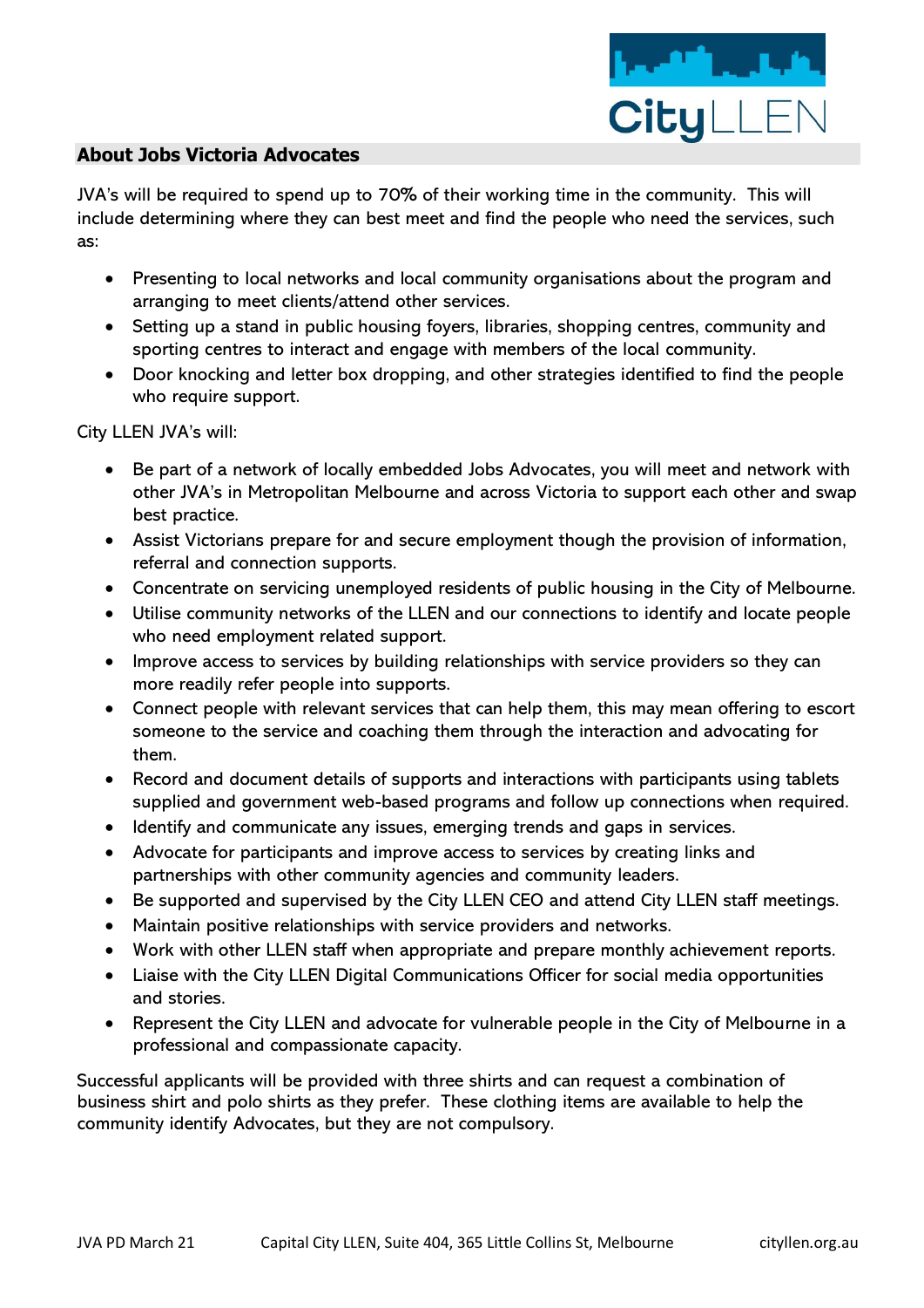## About Jobs Victoria Advocates

JVA's will be required to spend up to 70% of their working time in the community. This will include determining where they can best meet and find the people who need the services, such as:

- Presenting to local networks and local community organisations about the program and arranging to meet clients/attend other services.
- Setting up a stand in public housing foyers, libraries, shopping centres, community and sporting centres to interact and engage with members of the local community.
- Door knocking and letter box dropping, and other strategies identified to find the people who require support.

City LLEN JVA's will:

- Be part of a network of locally embedded Jobs Advocates, you will meet and network with other JVA's in Metropolitan Melbourne and across Victoria to support each other and swap best practice.
- Assist Victorians prepare for and secure employment though the provision of information, referral and connection supports.
- Concentrate on servicing unemployed residents of public housing in the City of Melbourne.
- Utilise community networks of the LLEN and our connections to identify and locate people who need employment related support.
- Improve access to services by building relationships with service providers so they can more readily refer people into supports.
- Connect people with relevant services that can help them, this may mean offering to escort someone to the service and coaching them through the interaction and advocating for them.
- Record and document details of supports and interactions with participants using tablets supplied and government web-based programs and follow up connections when required.
- Identify and communicate any issues, emerging trends and gaps in services.
- Advocate for participants and improve access to services by creating links and partnerships with other community agencies and community leaders.
- Be supported and supervised by the City LLEN CEO and attend City LLEN staff meetings.
- Maintain positive relationships with service providers and networks.
- Work with other LLEN staff when appropriate and prepare monthly achievement reports.
- Liaise with the City LLEN Digital Communications Officer for social media opportunities and stories.
- Represent the City LLEN and advocate for vulnerable people in the City of Melbourne in a professional and compassionate capacity.

Successful applicants will be provided with three shirts and can request a combination of business shirt and polo shirts as they prefer. These clothing items are available to help the community identify Advocates, but they are not compulsory.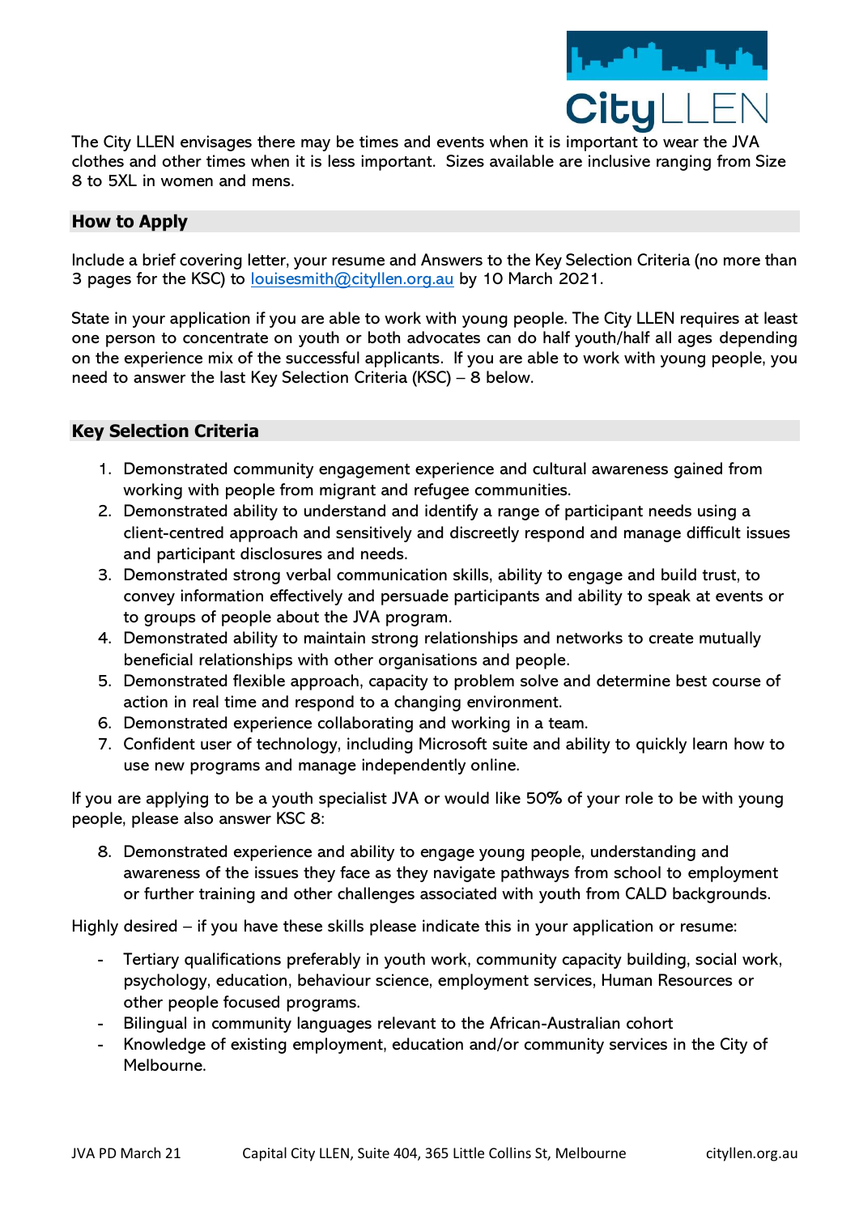The City LLEN envisages there may be times and events when it is important to wear the JVA clothes and other times when it is less important. Sizes available are inclusive ranging from Size 8 to 5XL in women and mens.

## How to Apply

Include a brief covering letter, your resume and Answers to the Key Selection Criteria (no more than 3 pages for the KSC) to louisesmith@cityllen.org.au by 10 March 2021.

State in your application if you are able to work with young people. The City LLEN requires at least one person to concentrate on youth or both advocates can do half youth/half all ages depending on the experience mix of the successful applicants. If you are able to work with young people, you need to answer the last Key Selection Criteria (KSC) – 8 below.

## Key Selection Criteria

1. Demonstrated community engagement experience and cultural awareness gained from working with people from migrant and refugee communities.
2. Demonstrated ability to understand and identify a range of participant needs using a client-centred approach and sensitively and discreetly respond and manage difficult issues and participant disclosures and needs.
3. Demonstrated strong verbal communication skills, ability to engage and build trust, to convey information effectively and persuade participants and ability to speak at events or to groups of people about the JVA program.
4. Demonstrated ability to maintain strong relationships and networks to create mutually beneficial relationships with other organisations and people.
5. Demonstrated flexible approach, capacity to problem solve and determine best course of action in real time and respond to a changing environment.
6. Demonstrated experience collaborating and working in a team.
7. Confident user of technology, including Microsoft suite and ability to quickly learn how to use new programs and manage independently online.

If you are applying to be a youth specialist JVA or would like 50% of your role to be with young people, please also answer KSC 8:

8. Demonstrated experience and ability to engage young people, understanding and awareness of the issues they face as they navigate pathways from school to employment or further training and other challenges associated with youth from CALD backgrounds.

Highly desired – if you have these skills please indicate this in your application or resume:

- Tertiary qualifications preferably in youth work, community capacity building, social work, psychology, education, behaviour science, employment services, Human Resources or other people focused programs.
- Bilingual in community languages relevant to the African-Australian cohort
- Knowledge of existing employment, education and/or community services in the City of Melbourne.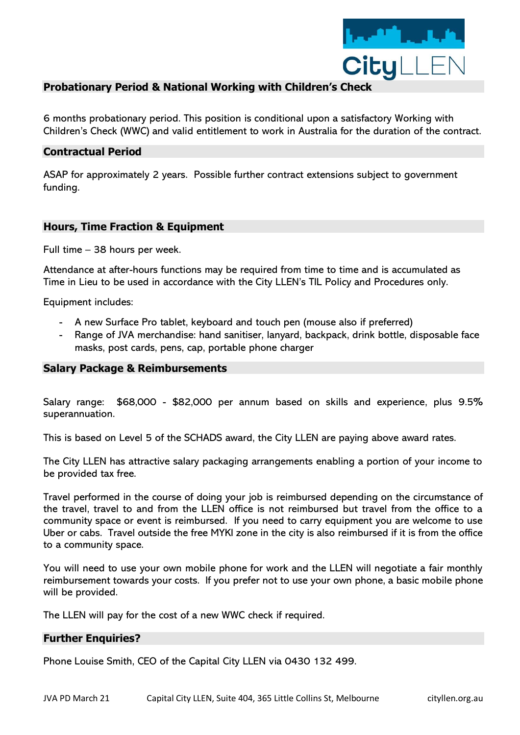## Probationary Period & National Working with Children's Check

6 months probationary period. This position is conditional upon a satisfactory Working with Children's Check (WWC) and valid entitlement to work in Australia for the duration of the contract.

## Contractual Period

ASAP for approximately 2 years. Possible further contract extensions subject to government funding.

## Hours, Time Fraction & Equipment

Full time – 38 hours per week.

Attendance at after-hours functions may be required from time to time and is accumulated as Time in Lieu to be used in accordance with the City LLEN's TIL Policy and Procedures only.

Equipment includes:

- A new Surface Pro tablet, keyboard and touch pen (mouse also if preferred)
- Range of JVA merchandise: hand sanitiser, lanyard, backpack, drink bottle, disposable face masks, post cards, pens, cap, portable phone charger

## Salary Package & Reimbursements

Salary range: $68,000 - $82,000 per annum based on skills and experience, plus 9.5% superannuation.

This is based on Level 5 of the SCHADS award, the City LLEN are paying above award rates.

The City LLEN has attractive salary packaging arrangements enabling a portion of your income to be provided tax free.

Travel performed in the course of doing your job is reimbursed depending on the circumstance of the travel, travel to and from the LLEN office is not reimbursed but travel from the office to a community space or event is reimbursed. If you need to carry equipment you are welcome to use Uber or cabs. Travel outside the free MYKI zone in the city is also reimbursed if it is from the office to a community space.

You will need to use your own mobile phone for work and the LLEN will negotiate a fair monthly reimbursement towards your costs. If you prefer not to use your own phone, a basic mobile phone will be provided.

The LLEN will pay for the cost of a new WWC check if required.

## Further Enquiries?

Phone Louise Smith, CEO of the Capital City LLEN via 0430 132 499.